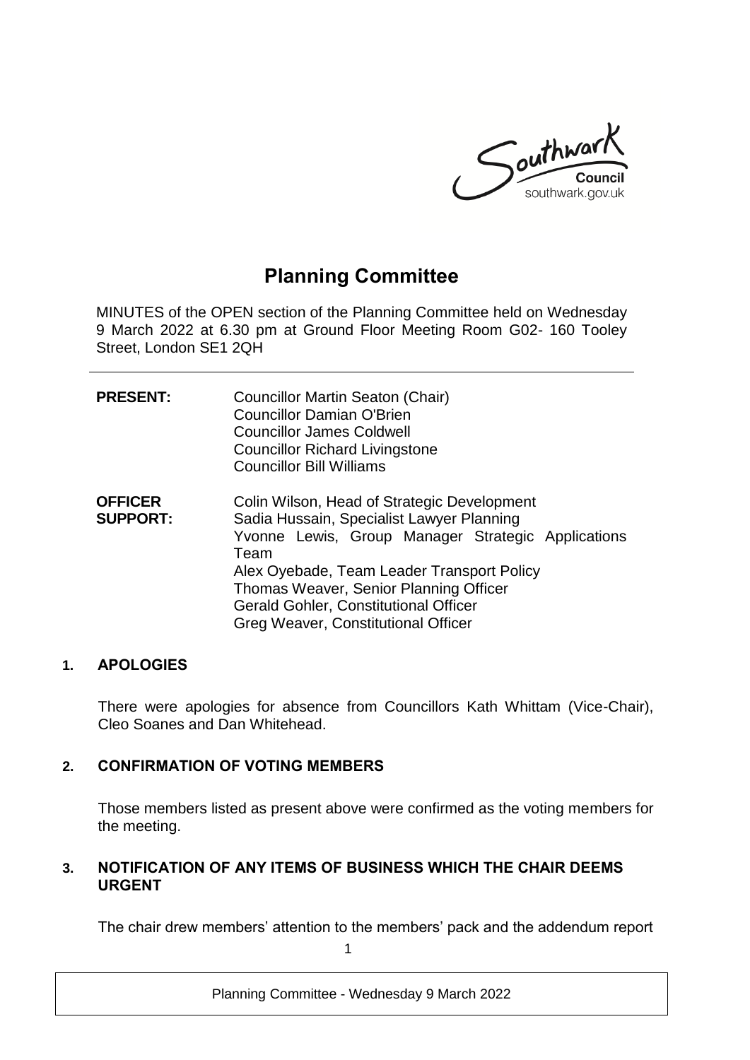# Planning Committee

MINUTES of the OPEN section of the Planning Committee held on Wednesday 9 March 2022 at 6.30 pm at Ground Floor Meeting Room G02- 160 Tooley Street, London SE1 2QH

| | |
|---|---|
| **PRESENT:** | Councillor Martin Seaton (Chair)<br>Councillor Damian O'Brien<br>Councillor James Coldwell<br>Councillor Richard Livingstone<br>Councillor Bill Williams |
| **OFFICER SUPPORT:** | Colin Wilson, Head of Strategic Development<br>Sadia Hussain, Specialist Lawyer Planning<br>Yvonne Lewis, Group Manager Strategic Applications Team<br>Alex Oyebade, Team Leader Transport Policy<br>Thomas Weaver, Senior Planning Officer<br>Gerald Gohler, Constitutional Officer<br>Greg Weaver, Constitutional Officer |

## 1. APOLOGIES

There were apologies for absence from Councillors Kath Whittam (Vice-Chair), Cleo Soanes and Dan Whitehead.

## 2. CONFIRMATION OF VOTING MEMBERS

Those members listed as present above were confirmed as the voting members for the meeting.

## 3. NOTIFICATION OF ANY ITEMS OF BUSINESS WHICH THE CHAIR DEEMS URGENT

The chair drew members' attention to the members' pack and the addendum report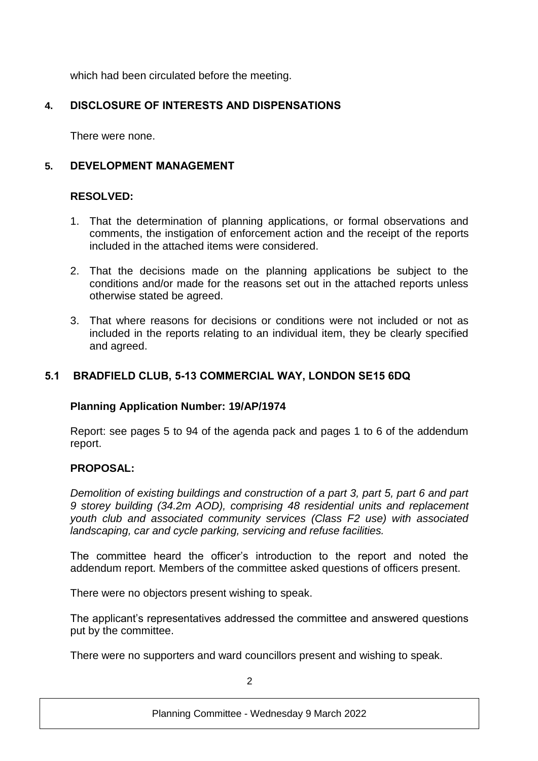which had been circulated before the meeting.

## 4. DISCLOSURE OF INTERESTS AND DISPENSATIONS

There were none.

## 5. DEVELOPMENT MANAGEMENT

**RESOLVED:**

1. That the determination of planning applications, or formal observations and comments, the instigation of enforcement action and the receipt of the reports included in the attached items were considered.

2. That the decisions made on the planning applications be subject to the conditions and/or made for the reasons set out in the attached reports unless otherwise stated be agreed.

3. That where reasons for decisions or conditions were not included or not as included in the reports relating to an individual item, they be clearly specified and agreed.

### 5.1 BRADFIELD CLUB, 5-13 COMMERCIAL WAY, LONDON SE15 6DQ

**Planning Application Number: 19/AP/1974**

Report: see pages 5 to 94 of the agenda pack and pages 1 to 6 of the addendum report.

**PROPOSAL:**

*Demolition of existing buildings and construction of a part 3, part 5, part 6 and part 9 storey building (34.2m AOD), comprising 48 residential units and replacement youth club and associated community services (Class F2 use) with associated landscaping, car and cycle parking, servicing and refuse facilities.*

The committee heard the officer's introduction to the report and noted the addendum report. Members of the committee asked questions of officers present.

There were no objectors present wishing to speak.

The applicant's representatives addressed the committee and answered questions put by the committee.

There were no supporters and ward councillors present and wishing to speak.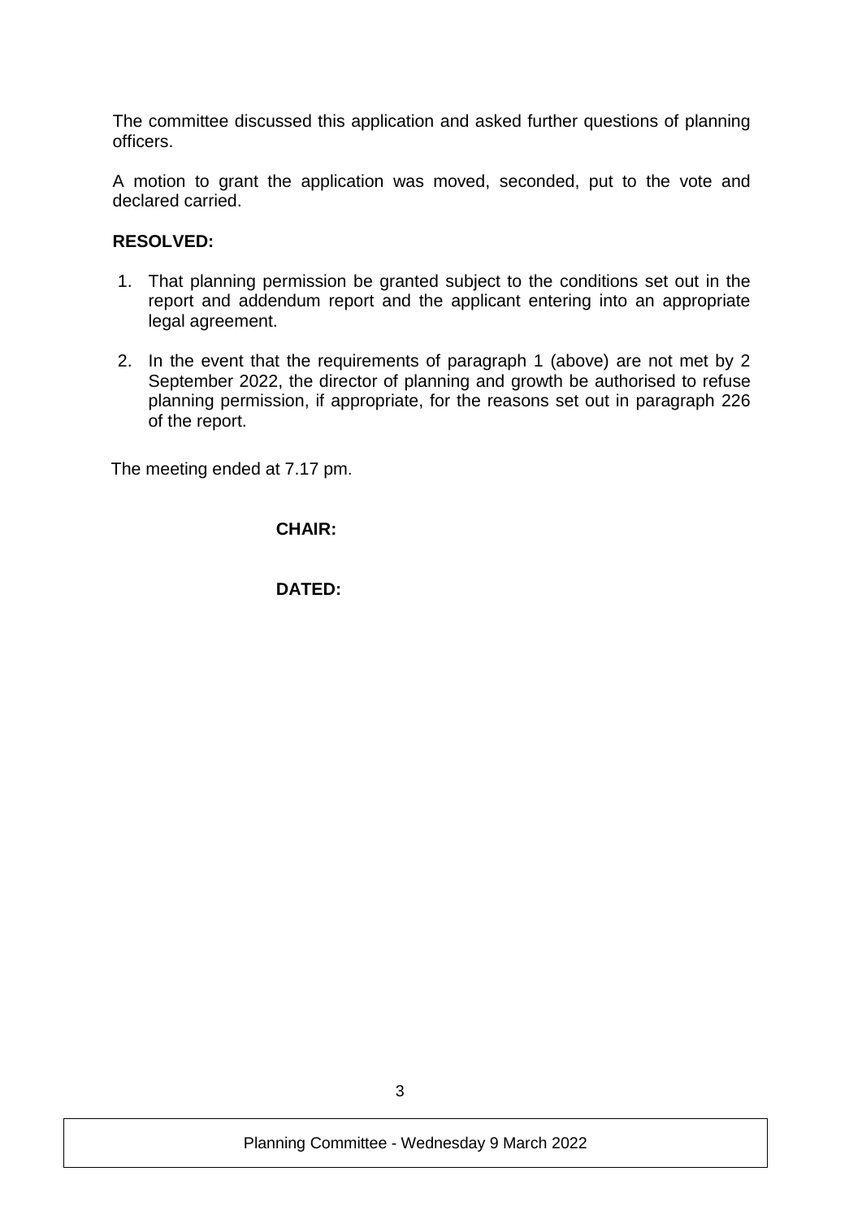The committee discussed this application and asked further questions of planning officers.

A motion to grant the application was moved, seconded, put to the vote and declared carried.

**RESOLVED:**

1. That planning permission be granted subject to the conditions set out in the report and addendum report and the applicant entering into an appropriate legal agreement.

2. In the event that the requirements of paragraph 1 (above) are not met by 2 September 2022, the director of planning and growth be authorised to refuse planning permission, if appropriate, for the reasons set out in paragraph 226 of the report.

The meeting ended at 7.17 pm.

**CHAIR:**

**DATED:**